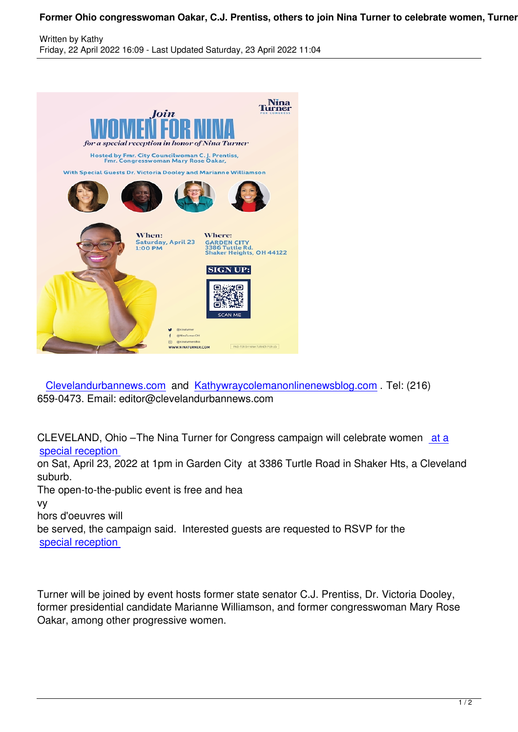Written by Kathy
Friday, 22 April 2022 16:09 - Last Updated Saturday, 23 April 2022 11:04

Join
WOMEN FOR NINA
for a special reception in honor of Nina Turner

Hosted by Fmr. City Councilwoman C. J. Prentiss, Fmr. Congresswoman Mary Rose Oakar,

With Special Guests Dr. Victoria Dooley and Marianne Williamson

When: Saturday, April 23 1:00 PM

Where: GARDEN CITY 3386 Tuttle Rd. Shaker Heights, OH 44122

SIGN UP:

SCAN ME

Clevelandurbannews.com and Kathywraycolemanonlinenewsblog.com . Tel: (216) 659-0473. Email: editor@clevelandurbannews.com

CLEVELAND, Ohio –The Nina Turner for Congress campaign will celebrate women at a special reception on Sat, April 23, 2022 at 1pm in Garden City at 3386 Turtle Road in Shaker Hts, a Cleveland suburb.

The open-to-the-public event is free and heavy hors d'oeuvres will be served, the campaign said. Interested guests are requested to RSVP for the special reception

Turner will be joined by event hosts former state senator C.J. Prentiss, Dr. Victoria Dooley, former presidential candidate Marianne Williamson, and former congresswoman Mary Rose Oakar, among other progressive women.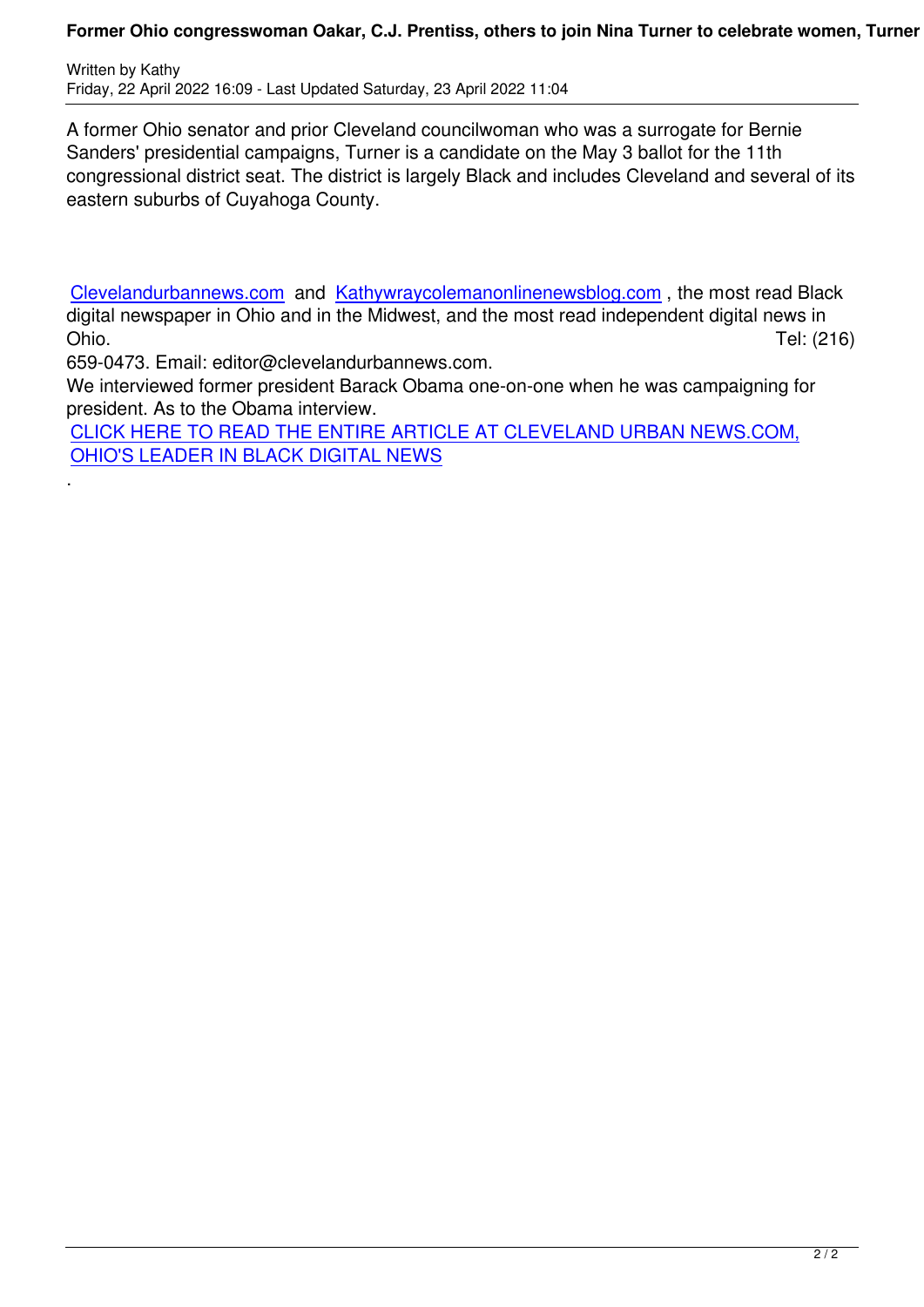A former Ohio senator and prior Cleveland councilwoman who was a surrogate for Bernie Sanders' presidential campaigns, Turner is a candidate on the May 3 ballot for the 11th congressional district seat. The district is largely Black and includes Cleveland and several of its eastern suburbs of Cuyahoga County.

Clevelandurbannews.com and Kathywraycolemanonlinenewsblog.com , the most read Black digital newspaper in Ohio and in the Midwest, and the most read independent digital news in Ohio. Tel: (216) 659-0473. Email: editor@clevelandurbannews.com.

We interviewed former president Barack Obama one-on-one when he was campaigning for president. As to the Obama interview.

CLICK HERE TO READ THE ENTIRE ARTICLE AT CLEVELAND URBAN NEWS.COM, OHIO'S LEADER IN BLACK DIGITAL NEWS

.